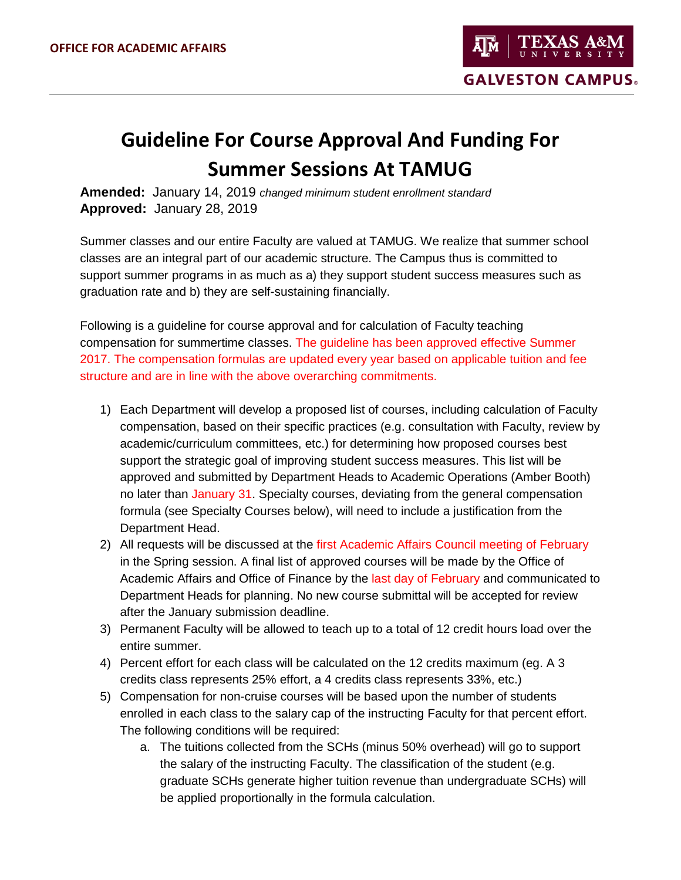**OFFICE FOR ACADEMIC AFFAIRS**

# Guideline For Course Approval And Funding For Summer Sessions At TAMUG

**Amended:** January 14, 2019 *changed minimum student enrollment standard*
**Approved:** January 28, 2019

Summer classes and our entire Faculty are valued at TAMUG. We realize that summer school classes are an integral part of our academic structure. The Campus thus is committed to support summer programs in as much as a) they support student success measures such as graduation rate and b) they are self-sustaining financially.

Following is a guideline for course approval and for calculation of Faculty teaching compensation for summertime classes. The guideline has been approved effective Summer 2017. The compensation formulas are updated every year based on applicable tuition and fee structure and are in line with the above overarching commitments.

1) Each Department will develop a proposed list of courses, including calculation of Faculty compensation, based on their specific practices (e.g. consultation with Faculty, review by academic/curriculum committees, etc.) for determining how proposed courses best support the strategic goal of improving student success measures. This list will be approved and submitted by Department Heads to Academic Operations (Amber Booth) no later than January 31. Specialty courses, deviating from the general compensation formula (see Specialty Courses below), will need to include a justification from the Department Head.
2) All requests will be discussed at the first Academic Affairs Council meeting of February in the Spring session. A final list of approved courses will be made by the Office of Academic Affairs and Office of Finance by the last day of February and communicated to Department Heads for planning. No new course submittal will be accepted for review after the January submission deadline.
3) Permanent Faculty will be allowed to teach up to a total of 12 credit hours load over the entire summer.
4) Percent effort for each class will be calculated on the 12 credits maximum (eg. A 3 credits class represents 25% effort, a 4 credits class represents 33%, etc.)
5) Compensation for non-cruise courses will be based upon the number of students enrolled in each class to the salary cap of the instructing Faculty for that percent effort. The following conditions will be required:
    a. The tuitions collected from the SCHs (minus 50% overhead) will go to support the salary of the instructing Faculty. The classification of the student (e.g. graduate SCHs generate higher tuition revenue than undergraduate SCHs) will be applied proportionally in the formula calculation.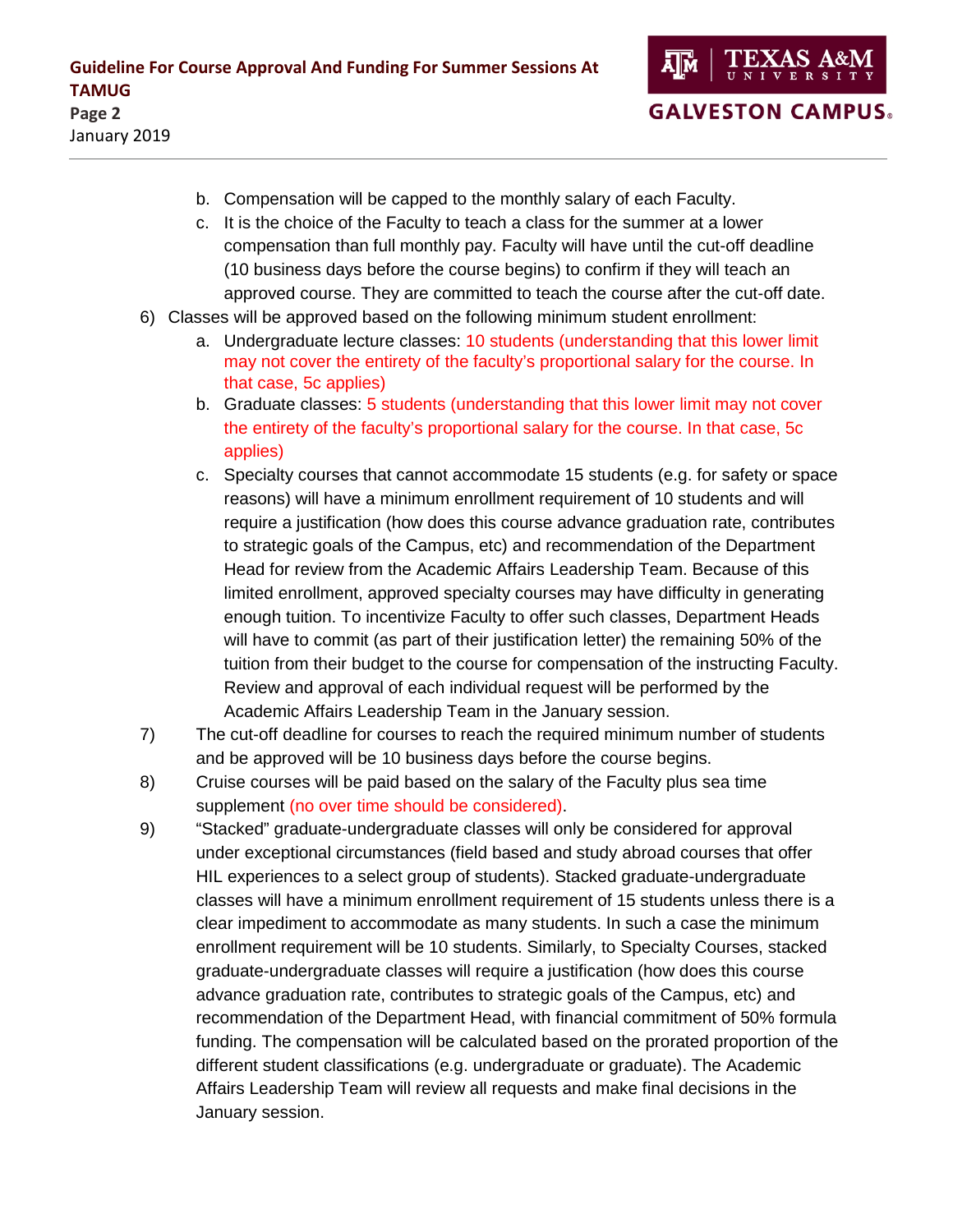b. Compensation will be capped to the monthly salary of each Faculty.

c. It is the choice of the Faculty to teach a class for the summer at a lower compensation than full monthly pay. Faculty will have until the cut-off deadline (10 business days before the course begins) to confirm if they will teach an approved course. They are committed to teach the course after the cut-off date.

6) Classes will be approved based on the following minimum student enrollment:

   a. Undergraduate lecture classes: 10 students (understanding that this lower limit may not cover the entirety of the faculty's proportional salary for the course. In that case, 5c applies)

   b. Graduate classes: 5 students (understanding that this lower limit may not cover the entirety of the faculty's proportional salary for the course. In that case, 5c applies)

   c. Specialty courses that cannot accommodate 15 students (e.g. for safety or space reasons) will have a minimum enrollment requirement of 10 students and will require a justification (how does this course advance graduation rate, contributes to strategic goals of the Campus, etc) and recommendation of the Department Head for review from the Academic Affairs Leadership Team. Because of this limited enrollment, approved specialty courses may have difficulty in generating enough tuition. To incentivize Faculty to offer such classes, Department Heads will have to commit (as part of their justification letter) the remaining 50% of the tuition from their budget to the course for compensation of the instructing Faculty. Review and approval of each individual request will be performed by the Academic Affairs Leadership Team in the January session.

7) The cut-off deadline for courses to reach the required minimum number of students and be approved will be 10 business days before the course begins.

8) Cruise courses will be paid based on the salary of the Faculty plus sea time supplement (no over time should be considered).

9) "Stacked" graduate-undergraduate classes will only be considered for approval under exceptional circumstances (field based and study abroad courses that offer HIL experiences to a select group of students). Stacked graduate-undergraduate classes will have a minimum enrollment requirement of 15 students unless there is a clear impediment to accommodate as many students. In such a case the minimum enrollment requirement will be 10 students. Similarly, to Specialty Courses, stacked graduate-undergraduate classes will require a justification (how does this course advance graduation rate, contributes to strategic goals of the Campus, etc) and recommendation of the Department Head, with financial commitment of 50% formula funding. The compensation will be calculated based on the prorated proportion of the different student classifications (e.g. undergraduate or graduate). The Academic Affairs Leadership Team will review all requests and make final decisions in the January session.